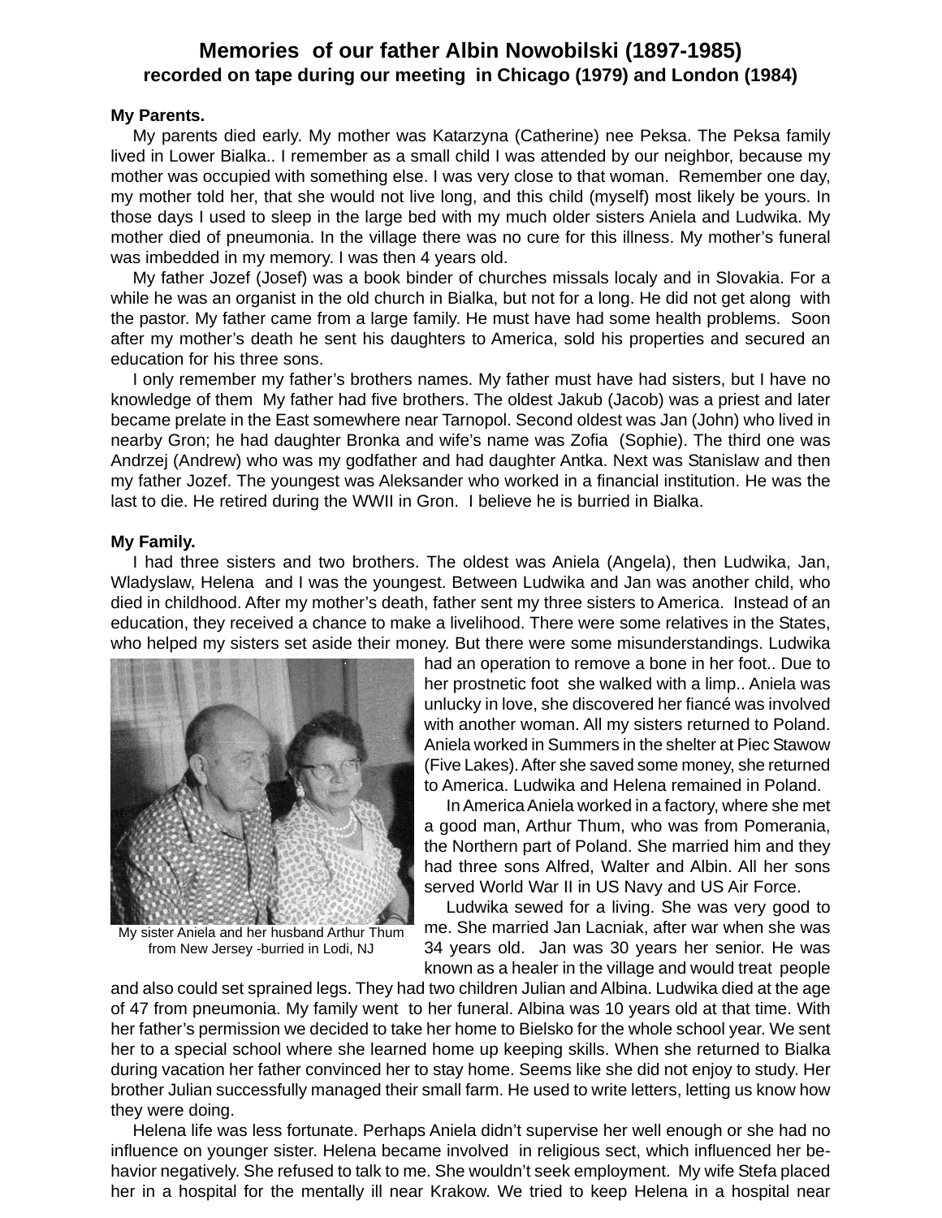# Memories of our father Albin Nowobilski (1897-1985)

**recorded on tape during our meeting in Chicago (1979) and London (1984)**

**My Parents.**

My parents died early. My mother was Katarzyna (Catherine) nee Peksa. The Peksa family lived in Lower Bialka.. I remember as a small child I was attended by our neighbor, because my mother was occupied with something else. I was very close to that woman. Remember one day, my mother told her, that she would not live long, and this child (myself) most likely be yours. In those days I used to sleep in the large bed with my much older sisters Aniela and Ludwika. My mother died of pneumonia. In the village there was no cure for this illness. My mother's funeral was imbedded in my memory. I was then 4 years old.

My father Jozef (Josef) was a book binder of churches missals localy and in Slovakia. For a while he was an organist in the old church in Bialka, but not for a long. He did not get along with the pastor. My father came from a large family. He must have had some health problems. Soon after my mother's death he sent his daughters to America, sold his properties and secured an education for his three sons.

I only remember my father's brothers names. My father must have had sisters, but I have no knowledge of them My father had five brothers. The oldest Jakub (Jacob) was a priest and later became prelate in the East somewhere near Tarnopol. Second oldest was Jan (John) who lived in nearby Gron; he had daughter Bronka and wife's name was Zofia (Sophie). The third one was Andrzej (Andrew) who was my godfather and had daughter Antka. Next was Stanislaw and then my father Jozef. The youngest was Aleksander who worked in a financial institution. He was the last to die. He retired during the WWII in Gron. I believe he is burried in Bialka.

**My Family.**

I had three sisters and two brothers. The oldest was Aniela (Angela), then Ludwika, Jan, Wladyslaw, Helena and I was the youngest. Between Ludwika and Jan was another child, who died in childhood. After my mother's death, father sent my three sisters to America. Instead of an education, they received a chance to make a livelihood. There were some relatives in the States, who helped my sisters set aside their money. But there were some misunderstandings. Ludwika had an operation to remove a bone in her foot.. Due to her prostnetic foot she walked with a limp.. Aniela was unlucky in love, she discovered her fiancé was involved with another woman. All my sisters returned to Poland. Aniela worked in Summers in the shelter at Piec Stawow (Five Lakes). After she saved some money, she returned to America. Ludwika and Helena remained in Poland.

My sister Aniela and her husband Arthur Thum from New Jersey -burried in Lodi, NJ

In America Aniela worked in a factory, where she met a good man, Arthur Thum, who was from Pomerania, the Northern part of Poland. She married him and they had three sons Alfred, Walter and Albin. All her sons served World War II in US Navy and US Air Force.

Ludwika sewed for a living. She was very good to me. She married Jan Lacniak, after war when she was 34 years old. Jan was 30 years her senior. He was known as a healer in the village and would treat people and also could set sprained legs. They had two children Julian and Albina. Ludwika died at the age of 47 from pneumonia. My family went to her funeral. Albina was 10 years old at that time. With her father's permission we decided to take her home to Bielsko for the whole school year. We sent her to a special school where she learned home up keeping skills. When she returned to Bialka during vacation her father convinced her to stay home. Seems like she did not enjoy to study. Her brother Julian successfully managed their small farm. He used to write letters, letting us know how they were doing.

Helena life was less fortunate. Perhaps Aniela didn't supervise her well enough or she had no influence on younger sister. Helena became involved in religious sect, which influenced her behavior negatively. She refused to talk to me. She wouldn't seek employment. My wife Stefa placed her in a hospital for the mentally ill near Krakow. We tried to keep Helena in a hospital near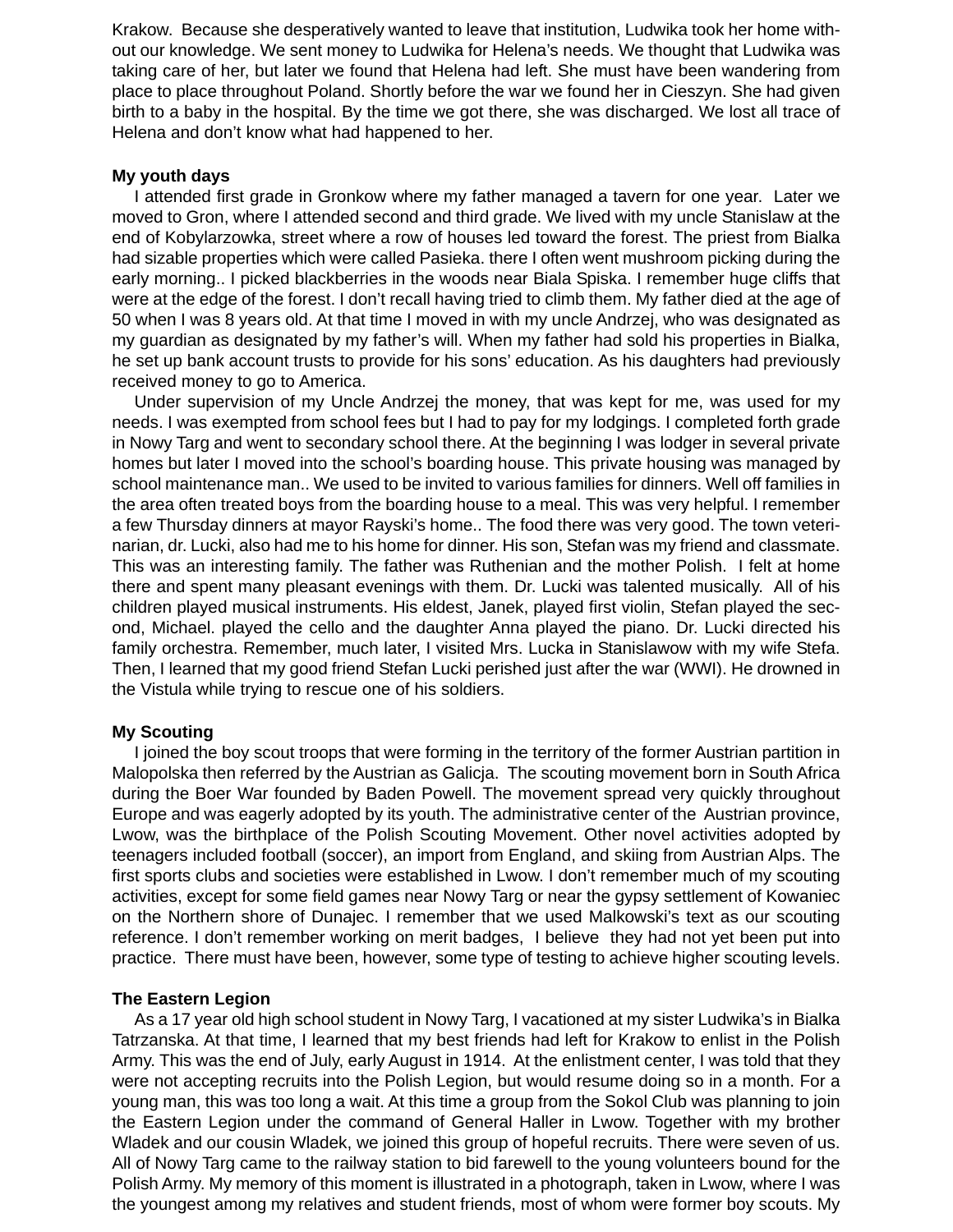Krakow. Because she desperatively wanted to leave that institution, Ludwika took her home without our knowledge. We sent money to Ludwika for Helena's needs. We thought that Ludwika was taking care of her, but later we found that Helena had left. She must have been wandering from place to place throughout Poland. Shortly before the war we found her in Cieszyn. She had given birth to a baby in the hospital. By the time we got there, she was discharged. We lost all trace of Helena and don't know what had happened to her.

**My youth days**

I attended first grade in Gronkow where my father managed a tavern for one year. Later we moved to Gron, where I attended second and third grade. We lived with my uncle Stanislaw at the end of Kobylarzowka, street where a row of houses led toward the forest. The priest from Bialka had sizable properties which were called Pasieka. there I often went mushroom picking during the early morning.. I picked blackberries in the woods near Biala Spiska. I remember huge cliffs that were at the edge of the forest. I don't recall having tried to climb them. My father died at the age of 50 when I was 8 years old. At that time I moved in with my uncle Andrzej, who was designated as my guardian as designated by my father's will. When my father had sold his properties in Bialka, he set up bank account trusts to provide for his sons' education. As his daughters had previously received money to go to America.

Under supervision of my Uncle Andrzej the money, that was kept for me, was used for my needs. I was exempted from school fees but I had to pay for my lodgings. I completed forth grade in Nowy Targ and went to secondary school there. At the beginning I was lodger in several private homes but later I moved into the school's boarding house. This private housing was managed by school maintenance man.. We used to be invited to various families for dinners. Well off families in the area often treated boys from the boarding house to a meal. This was very helpful. I remember a few Thursday dinners at mayor Rayski's home.. The food there was very good. The town veterinarian, dr. Lucki, also had me to his home for dinner. His son, Stefan was my friend and classmate. This was an interesting family. The father was Ruthenian and the mother Polish. I felt at home there and spent many pleasant evenings with them. Dr. Lucki was talented musically. All of his children played musical instruments. His eldest, Janek, played first violin, Stefan played the second, Michael. played the cello and the daughter Anna played the piano. Dr. Lucki directed his family orchestra. Remember, much later, I visited Mrs. Lucka in Stanislawow with my wife Stefa. Then, I learned that my good friend Stefan Lucki perished just after the war (WWI). He drowned in the Vistula while trying to rescue one of his soldiers.

**My Scouting**

I joined the boy scout troops that were forming in the territory of the former Austrian partition in Malopolska then referred by the Austrian as Galicja. The scouting movement born in South Africa during the Boer War founded by Baden Powell. The movement spread very quickly throughout Europe and was eagerly adopted by its youth. The administrative center of the Austrian province, Lwow, was the birthplace of the Polish Scouting Movement. Other novel activities adopted by teenagers included football (soccer), an import from England, and skiing from Austrian Alps. The first sports clubs and societies were established in Lwow. I don't remember much of my scouting activities, except for some field games near Nowy Targ or near the gypsy settlement of Kowaniec on the Northern shore of Dunajec. I remember that we used Malkowski's text as our scouting reference. I don't remember working on merit badges, I believe they had not yet been put into practice. There must have been, however, some type of testing to achieve higher scouting levels.

**The Eastern Legion**

As a 17 year old high school student in Nowy Targ, I vacationed at my sister Ludwika's in Bialka Tatrzanska. At that time, I learned that my best friends had left for Krakow to enlist in the Polish Army. This was the end of July, early August in 1914. At the enlistment center, I was told that they were not accepting recruits into the Polish Legion, but would resume doing so in a month. For a young man, this was too long a wait. At this time a group from the Sokol Club was planning to join the Eastern Legion under the command of General Haller in Lwow. Together with my brother Wladek and our cousin Wladek, we joined this group of hopeful recruits. There were seven of us. All of Nowy Targ came to the railway station to bid farewell to the young volunteers bound for the Polish Army. My memory of this moment is illustrated in a photograph, taken in Lwow, where I was the youngest among my relatives and student friends, most of whom were former boy scouts. My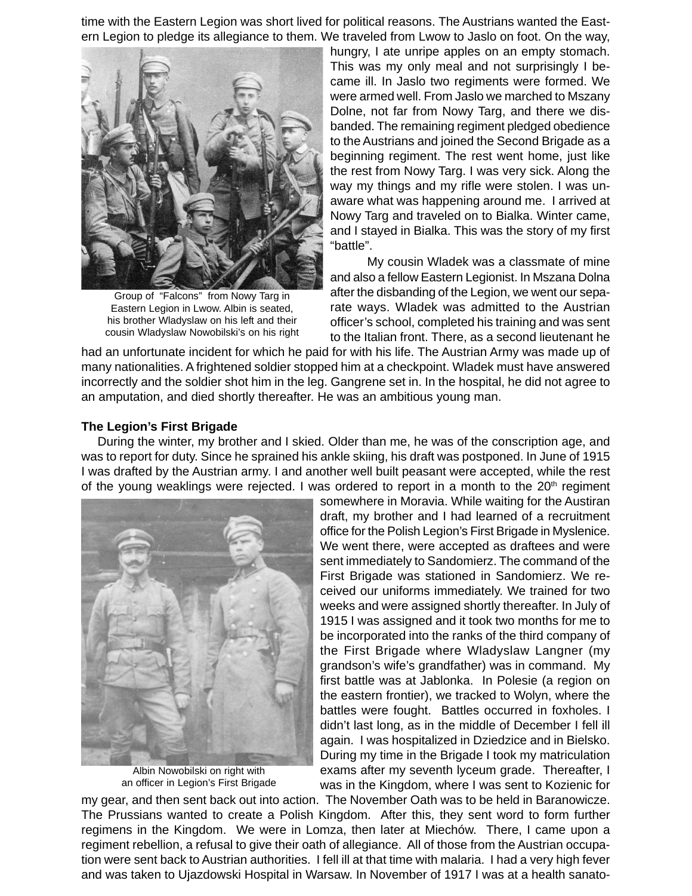time with the Eastern Legion was short lived for political reasons. The Austrians wanted the Eastern Legion to pledge its allegiance to them. We traveled from Lwow to Jaslo on foot. On the way, hungry, I ate unripe apples on an empty stomach. This was my only meal and not surprisingly I became ill. In Jaslo two regiments were formed. We were armed well. From Jaslo we marched to Mszany Dolne, not far from Nowy Targ, and there we disbanded. The remaining regiment pledged obedience to the Austrians and joined the Second Brigade as a beginning regiment. The rest went home, just like the rest from Nowy Targ. I was very sick. Along the way my things and my rifle were stolen. I was unaware what was happening around me. I arrived at Nowy Targ and traveled on to Bialka. Winter came, and I stayed in Bialka. This was the story of my first "battle".

Group of "Falcons" from Nowy Targ in Eastern Legion in Lwow. Albin is seated, his brother Wladyslaw on his left and their cousin Wladyslaw Nowobilski's on his right

My cousin Wladek was a classmate of mine and also a fellow Eastern Legionist. In Mszana Dolna after the disbanding of the Legion, we went our separate ways. Wladek was admitted to the Austrian officer's school, completed his training and was sent to the Italian front. There, as a second lieutenant he had an unfortunate incident for which he paid for with his life. The Austrian Army was made up of many nationalities. A frightened soldier stopped him at a checkpoint. Wladek must have answered incorrectly and the soldier shot him in the leg. Gangrene set in. In the hospital, he did not agree to an amputation, and died shortly thereafter. He was an ambitious young man.

**The Legion's First Brigade**

During the winter, my brother and I skied. Older than me, he was of the conscription age, and was to report for duty. Since he sprained his ankle skiing, his draft was postponed. In June of 1915 I was drafted by the Austrian army. I and another well built peasant were accepted, while the rest of the young weaklings were rejected. I was ordered to report in a month to the 20th regiment somewhere in Moravia. While waiting for the Austiran draft, my brother and I had learned of a recruitment office for the Polish Legion's First Brigade in Myslenice. We went there, were accepted as draftees and were sent immediately to Sandomierz. The command of the First Brigade was stationed in Sandomierz. We received our uniforms immediately. We trained for two weeks and were assigned shortly thereafter. In July of 1915 I was assigned and it took two months for me to be incorporated into the ranks of the third company of the First Brigade where Wladyslaw Langner (my grandson's wife's grandfather) was in command. My first battle was at Jablonka. In Polesie (a region on the eastern frontier), we tracked to Wolyn, where the battles were fought. Battles occurred in foxholes. I didn't last long, as in the middle of December I fell ill again. I was hospitalized in Dziedzice and in Bielsko. During my time in the Brigade I took my matriculation exams after my seventh lyceum grade. Thereafter, I was in the Kingdom, where I was sent to Kozienic for my gear, and then sent back out into action. The November Oath was to be held in Baranowicze. The Prussians wanted to create a Polish Kingdom. After this, they sent word to form further regimens in the Kingdom. We were in Lomza, then later at Miechów. There, I came upon a regiment rebellion, a refusal to give their oath of allegiance. All of those from the Austrian occupation were sent back to Austrian authorities. I fell ill at that time with malaria. I had a very high fever and was taken to Ujazdowski Hospital in Warsaw. In November of 1917 I was at a health sanato-

Albin Nowobilski on right with an officer in Legion's First Brigade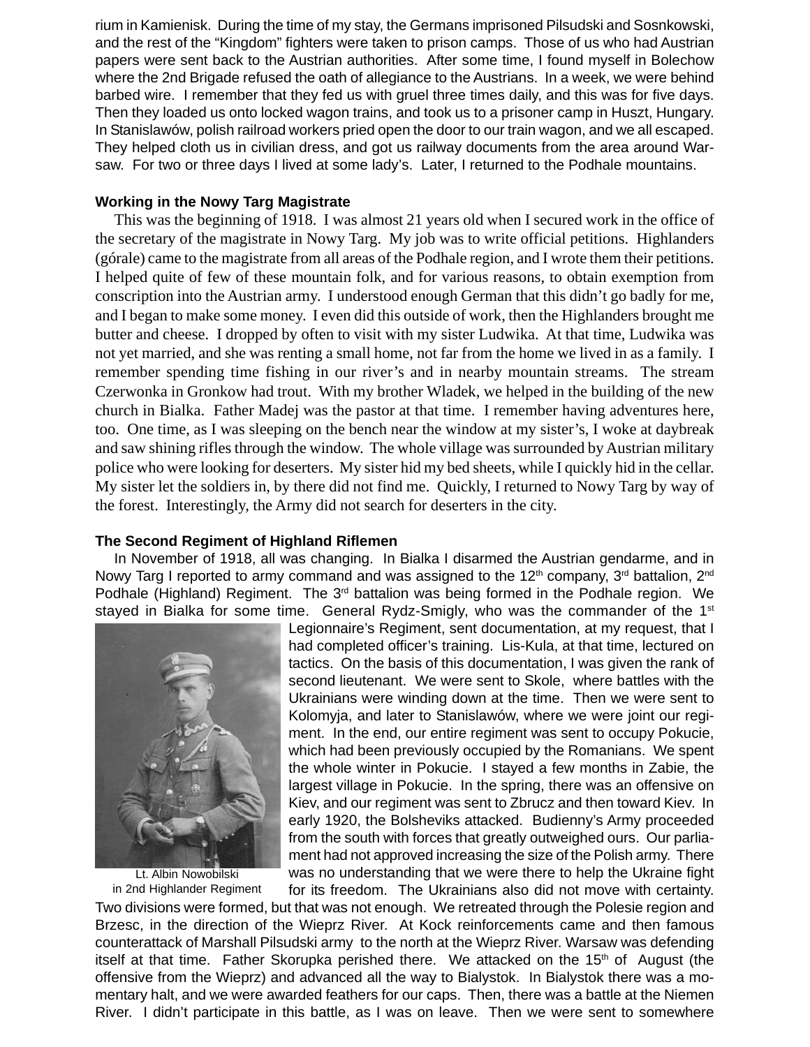rium in Kamienisk. During the time of my stay, the Germans imprisoned Pilsudski and Sosnkowski, and the rest of the “Kingdom” fighters were taken to prison camps. Those of us who had Austrian papers were sent back to the Austrian authorities. After some time, I found myself in Bolechow where the 2nd Brigade refused the oath of allegiance to the Austrians. In a week, we were behind barbed wire. I remember that they fed us with gruel three times daily, and this was for five days. Then they loaded us onto locked wagon trains, and took us to a prisoner camp in Huszt, Hungary. In Stanislawów, polish railroad workers pried open the door to our train wagon, and we all escaped. They helped cloth us in civilian dress, and got us railway documents from the area around Warsaw. For two or three days I lived at some lady’s. Later, I returned to the Podhale mountains.

**Working in the Nowy Targ Magistrate**

This was the beginning of 1918. I was almost 21 years old when I secured work in the office of the secretary of the magistrate in Nowy Targ. My job was to write official petitions. Highlanders (górale) came to the magistrate from all areas of the Podhale region, and I wrote them their petitions. I helped quite of few of these mountain folk, and for various reasons, to obtain exemption from conscription into the Austrian army. I understood enough German that this didn’t go badly for me, and I began to make some money. I even did this outside of work, then the Highlanders brought me butter and cheese. I dropped by often to visit with my sister Ludwika. At that time, Ludwika was not yet married, and she was renting a small home, not far from the home we lived in as a family. I remember spending time fishing in our river’s and in nearby mountain streams. The stream Czerwonka in Gronkow had trout. With my brother Wladek, we helped in the building of the new church in Bialka. Father Madej was the pastor at that time. I remember having adventures here, too. One time, as I was sleeping on the bench near the window at my sister’s, I woke at daybreak and saw shining rifles through the window. The whole village was surrounded by Austrian military police who were looking for deserters. My sister hid my bed sheets, while I quickly hid in the cellar. My sister let the soldiers in, by there did not find me. Quickly, I returned to Nowy Targ by way of the forest. Interestingly, the Army did not search for deserters in the city.

**The Second Regiment of Highland Riflemen**

In November of 1918, all was changing. In Bialka I disarmed the Austrian gendarme, and in Nowy Targ I reported to army command and was assigned to the 12th company, 3rd battalion, 2nd Podhale (Highland) Regiment. The 3rd battalion was being formed in the Podhale region. We stayed in Bialka for some time. General Rydz-Smigly, who was the commander of the 1st Legionnaire’s Regiment, sent documentation, at my request, that I had completed officer’s training. Lis-Kula, at that time, lectured on tactics. On the basis of this documentation, I was given the rank of second lieutenant. We were sent to Skole, where battles with the Ukrainians were winding down at the time. Then we were sent to Kolomyja, and later to Stanislawów, where we were joint our regiment. In the end, our entire regiment was sent to occupy Pokucie, which had been previously occupied by the Romanians. We spent the whole winter in Pokucie. I stayed a few months in Zabie, the largest village in Pokucie. In the spring, there was an offensive on Kiev, and our regiment was sent to Zbrucz and then toward Kiev. In early 1920, the Bolsheviks attacked. Budienny’s Army proceeded from the south with forces that greatly outweighed ours. Our parliament had not approved increasing the size of the Polish army. There was no understanding that we were there to help the Ukraine fight for its freedom. The Ukrainians also did not move with certainty. Two divisions were formed, but that was not enough. We retreated through the Polesie region and Brzesc, in the direction of the Wieprz River. At Kock reinforcements came and then famous counterattack of Marshall Pilsudski army to the north at the Wieprz River. Warsaw was defending itself at that time. Father Skorupka perished there. We attacked on the 15th of August (the offensive from the Wieprz) and advanced all the way to Bialystok. In Bialystok there was a momentary halt, and we were awarded feathers for our caps. Then, there was a battle at the Niemen River. I didn’t participate in this battle, as I was on leave. Then we were sent to somewhere

Lt. Albin Nowobilski
in 2nd Highlander Regiment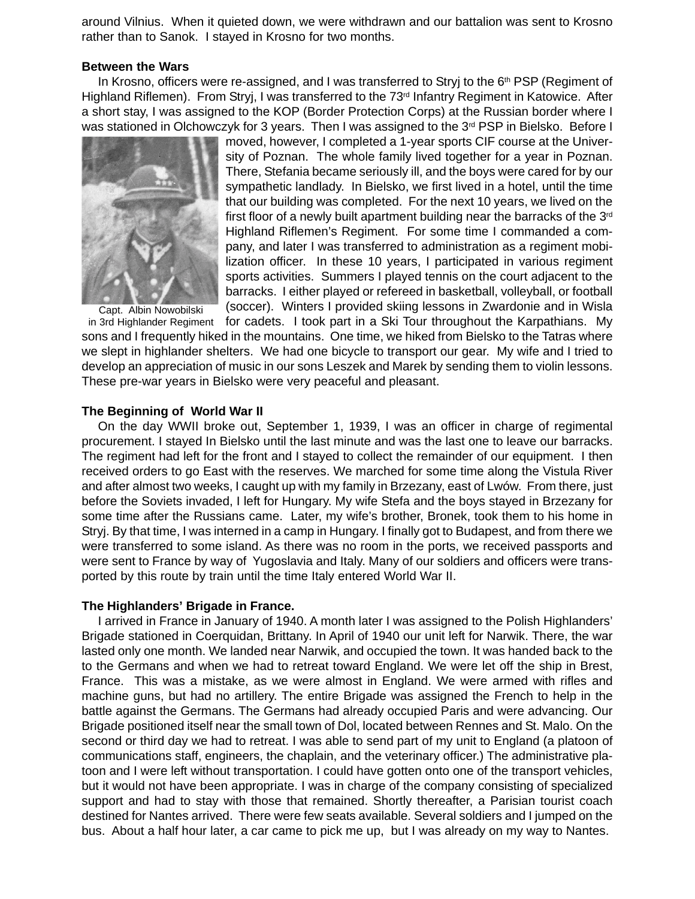around Vilnius.  When it quieted down, we were withdrawn and our battalion was sent to Krosno rather than to Sanok.  I stayed in Krosno for two months.

**Between the Wars**

In Krosno, officers were re-assigned, and I was transferred to Stryj to the 6th PSP (Regiment of Highland Riflemen).  From Stryj, I was transferred to the 73rd Infantry Regiment in Katowice.  After a short stay, I was assigned to the KOP (Border Protection Corps) at the Russian border where I was stationed in Olchowczyk for 3 years.  Then I was assigned to the 3rd PSP in Bielsko.  Before I moved, however, I completed a 1-year sports CIF course at the University of Poznan.  The whole family lived together for a year in Poznan. There, Stefania became seriously ill, and the boys were cared for by our sympathetic landlady.  In Bielsko, we first lived in a hotel, until the time that our building was completed.  For the next 10 years, we lived on the first floor of a newly built apartment building near the barracks of the 3rd Highland Riflemen's Regiment.  For some time I commanded a company, and later I was transferred to administration as a regiment mobilization officer.  In these 10 years, I participated in various regiment sports activities.  Summers I played tennis on the court adjacent to the barracks.  I either played or refereed in basketball, volleyball, or football (soccer).  Winters I provided skiing lessons in Zwardonie and in Wisla for cadets.  I took part in a Ski Tour throughout the Karpathians.  My sons and I frequently hiked in the mountains.  One time, we hiked from Bielsko to the Tatras where we slept in highlander shelters.  We had one bicycle to transport our gear.  My wife and I tried to develop an appreciation of music in our sons Leszek and Marek by sending them to violin lessons. These pre-war years in Bielsko were very peaceful and pleasant.

Capt.  Albin Nowobilski in 3rd Highlander Regiment

**The Beginning of  World War II**

On the day WWII broke out, September 1, 1939, I was an officer in charge of regimental procurement. I stayed In Bielsko until the last minute and was the last one to leave our barracks. The regiment had left for the front and I stayed to collect the remainder of our equipment.  I then received orders to go East with the reserves. We marched for some time along the Vistula River and after almost two weeks, I caught up with my family in Brzezany, east of Lwów.  From there, just before the Soviets invaded, I left for Hungary. My wife Stefa and the boys stayed in Brzezany for some time after the Russians came.  Later, my wife's brother, Bronek, took them to his home in Stryj. By that time, I was interned in a camp in Hungary. I finally got to Budapest, and from there we were transferred to some island. As there was no room in the ports, we received passports and were sent to France by way of  Yugoslavia and Italy. Many of our soldiers and officers were transported by this route by train until the time Italy entered World War II.

**The Highlanders' Brigade in France.**

I arrived in France in January of 1940. A month later I was assigned to the Polish Highlanders' Brigade stationed in Coerquidan, Brittany. In April of 1940 our unit left for Narwik. There, the war lasted only one month. We landed near Narwik, and occupied the town. It was handed back to the to the Germans and when we had to retreat toward England. We were let off the ship in Brest, France.  This was a mistake, as we were almost in England. We were armed with rifles and machine guns, but had no artillery. The entire Brigade was assigned the French to help in the battle against the Germans. The Germans had already occupied Paris and were advancing. Our Brigade positioned itself near the small town of Dol, located between Rennes and St. Malo. On the second or third day we had to retreat. I was able to send part of my unit to England (a platoon of communications staff, engineers, the chaplain, and the veterinary officer.) The administrative platoon and I were left without transportation. I could have gotten onto one of the transport vehicles, but it would not have been appropriate. I was in charge of the company consisting of specialized support and had to stay with those that remained. Shortly thereafter, a Parisian tourist coach destined for Nantes arrived.  There were few seats available. Several soldiers and I jumped on the bus.  About a half hour later, a car came to pick me up,  but I was already on my way to Nantes.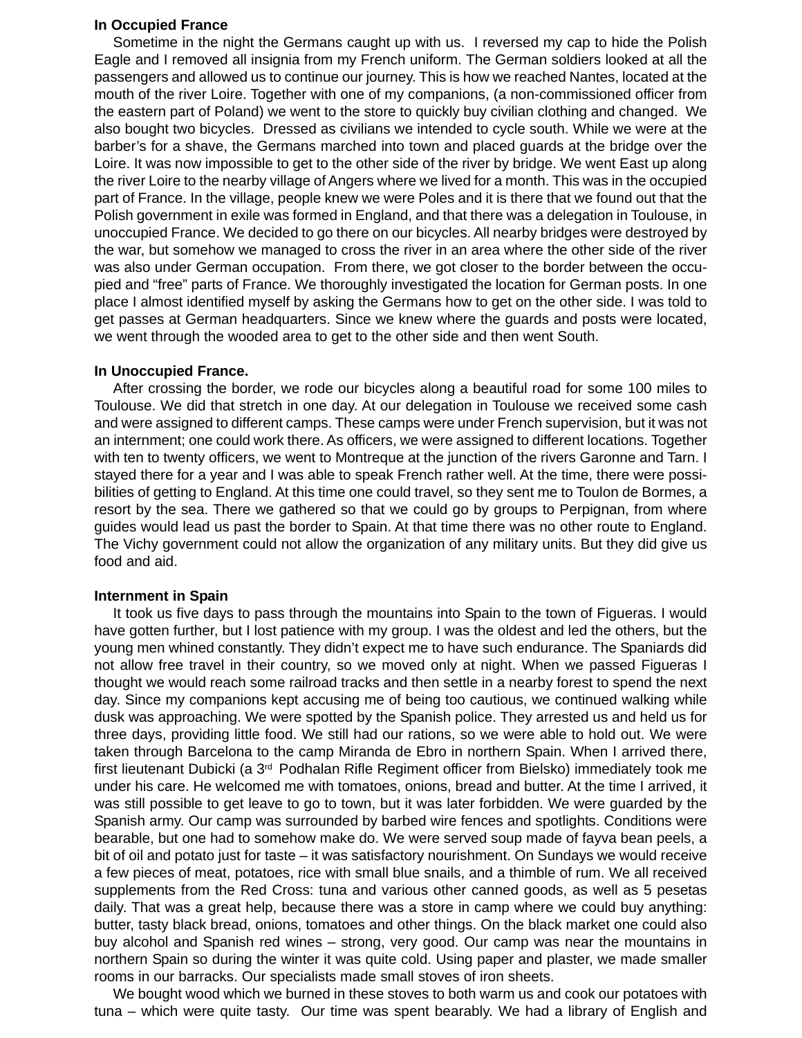**In Occupied France**

Sometime in the night the Germans caught up with us. I reversed my cap to hide the Polish Eagle and I removed all insignia from my French uniform. The German soldiers looked at all the passengers and allowed us to continue our journey. This is how we reached Nantes, located at the mouth of the river Loire. Together with one of my companions, (a non-commissioned officer from the eastern part of Poland) we went to the store to quickly buy civilian clothing and changed. We also bought two bicycles. Dressed as civilians we intended to cycle south. While we were at the barber's for a shave, the Germans marched into town and placed guards at the bridge over the Loire. It was now impossible to get to the other side of the river by bridge. We went East up along the river Loire to the nearby village of Angers where we lived for a month. This was in the occupied part of France. In the village, people knew we were Poles and it is there that we found out that the Polish government in exile was formed in England, and that there was a delegation in Toulouse, in unoccupied France. We decided to go there on our bicycles. All nearby bridges were destroyed by the war, but somehow we managed to cross the river in an area where the other side of the river was also under German occupation. From there, we got closer to the border between the occupied and "free" parts of France. We thoroughly investigated the location for German posts. In one place I almost identified myself by asking the Germans how to get on the other side. I was told to get passes at German headquarters. Since we knew where the guards and posts were located, we went through the wooded area to get to the other side and then went South.

**In Unoccupied France.**

After crossing the border, we rode our bicycles along a beautiful road for some 100 miles to Toulouse. We did that stretch in one day. At our delegation in Toulouse we received some cash and were assigned to different camps. These camps were under French supervision, but it was not an internment; one could work there. As officers, we were assigned to different locations. Together with ten to twenty officers, we went to Montreque at the junction of the rivers Garonne and Tarn. I stayed there for a year and I was able to speak French rather well. At the time, there were possibilities of getting to England. At this time one could travel, so they sent me to Toulon de Bormes, a resort by the sea. There we gathered so that we could go by groups to Perpignan, from where guides would lead us past the border to Spain. At that time there was no other route to England. The Vichy government could not allow the organization of any military units. But they did give us food and aid.

**Internment in Spain**

It took us five days to pass through the mountains into Spain to the town of Figueras. I would have gotten further, but I lost patience with my group. I was the oldest and led the others, but the young men whined constantly. They didn't expect me to have such endurance. The Spaniards did not allow free travel in their country, so we moved only at night. When we passed Figueras I thought we would reach some railroad tracks and then settle in a nearby forest to spend the next day. Since my companions kept accusing me of being too cautious, we continued walking while dusk was approaching. We were spotted by the Spanish police. They arrested us and held us for three days, providing little food. We still had our rations, so we were able to hold out. We were taken through Barcelona to the camp Miranda de Ebro in northern Spain. When I arrived there, first lieutenant Dubicki (a 3rd Podhalan Rifle Regiment officer from Bielsko) immediately took me under his care. He welcomed me with tomatoes, onions, bread and butter. At the time I arrived, it was still possible to get leave to go to town, but it was later forbidden. We were guarded by the Spanish army. Our camp was surrounded by barbed wire fences and spotlights. Conditions were bearable, but one had to somehow make do. We were served soup made of fayva bean peels, a bit of oil and potato just for taste – it was satisfactory nourishment. On Sundays we would receive a few pieces of meat, potatoes, rice with small blue snails, and a thimble of rum. We all received supplements from the Red Cross: tuna and various other canned goods, as well as 5 pesetas daily. That was a great help, because there was a store in camp where we could buy anything: butter, tasty black bread, onions, tomatoes and other things. On the black market one could also buy alcohol and Spanish red wines – strong, very good. Our camp was near the mountains in northern Spain so during the winter it was quite cold. Using paper and plaster, we made smaller rooms in our barracks. Our specialists made small stoves of iron sheets.

We bought wood which we burned in these stoves to both warm us and cook our potatoes with tuna – which were quite tasty. Our time was spent bearably. We had a library of English and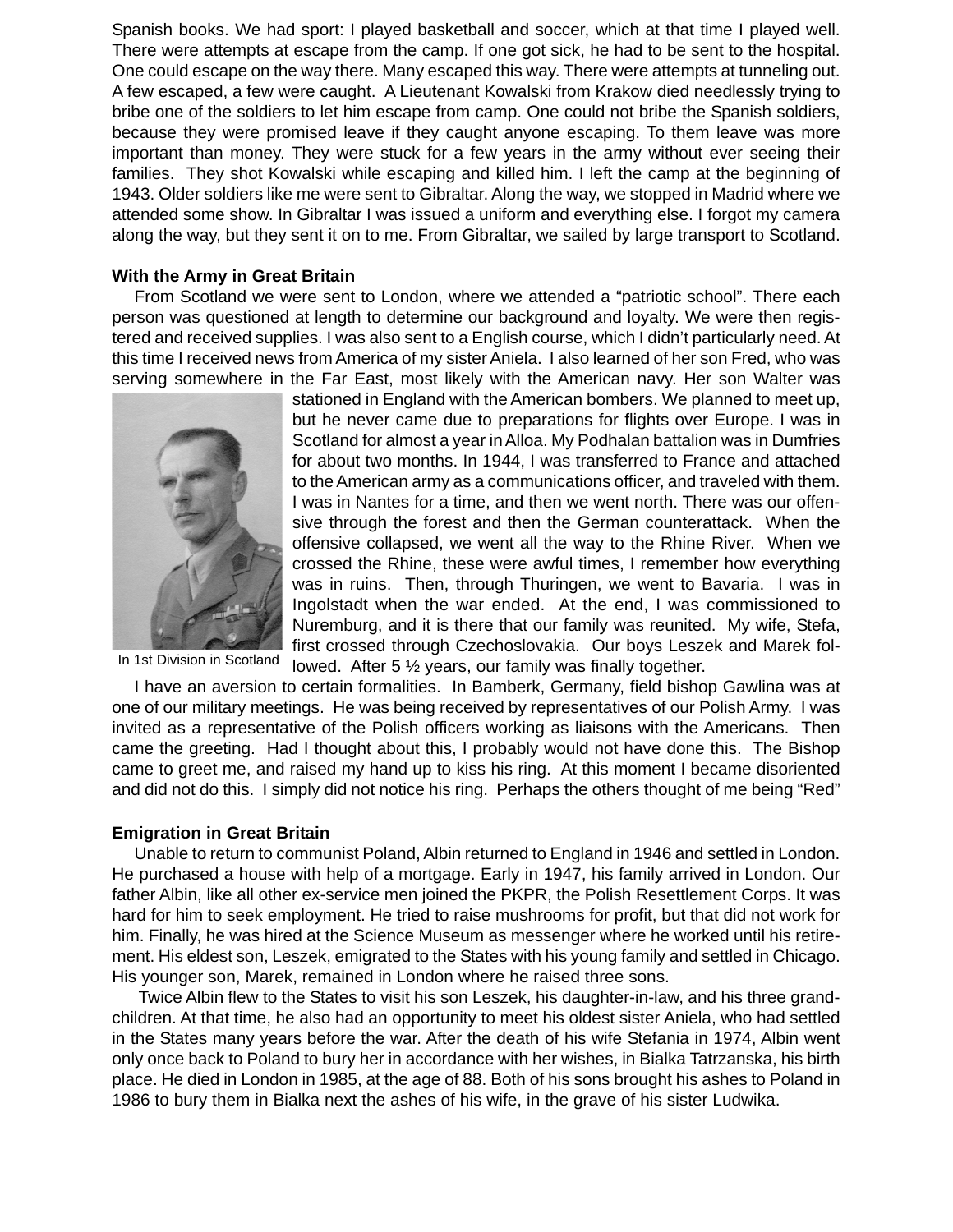Spanish books. We had sport: I played basketball and soccer, which at that time I played well. There were attempts at escape from the camp. If one got sick, he had to be sent to the hospital. One could escape on the way there. Many escaped this way. There were attempts at tunneling out. A few escaped, a few were caught. A Lieutenant Kowalski from Krakow died needlessly trying to bribe one of the soldiers to let him escape from camp. One could not bribe the Spanish soldiers, because they were promised leave if they caught anyone escaping. To them leave was more important than money. They were stuck for a few years in the army without ever seeing their families. They shot Kowalski while escaping and killed him. I left the camp at the beginning of 1943. Older soldiers like me were sent to Gibraltar. Along the way, we stopped in Madrid where we attended some show. In Gibraltar I was issued a uniform and everything else. I forgot my camera along the way, but they sent it on to me. From Gibraltar, we sailed by large transport to Scotland.

**With the Army in Great Britain**

From Scotland we were sent to London, where we attended a "patriotic school". There each person was questioned at length to determine our background and loyalty. We were then registered and received supplies. I was also sent to a English course, which I didn't particularly need. At this time I received news from America of my sister Aniela. I also learned of her son Fred, who was serving somewhere in the Far East, most likely with the American navy. Her son Walter was stationed in England with the American bombers. We planned to meet up, but he never came due to preparations for flights over Europe. I was in Scotland for almost a year in Alloa. My Podhalan battalion was in Dumfries for about two months. In 1944, I was transferred to France and attached to the American army as a communications officer, and traveled with them. I was in Nantes for a time, and then we went north. There was our offensive through the forest and then the German counterattack. When the offensive collapsed, we went all the way to the Rhine River. When we crossed the Rhine, these were awful times, I remember how everything was in ruins. Then, through Thuringen, we went to Bavaria. I was in Ingolstadt when the war ended. At the end, I was commissioned to Nuremburg, and it is there that our family was reunited. My wife, Stefa, first crossed through Czechoslovakia. Our boys Leszek and Marek followed. After 5 ½ years, our family was finally together.

In 1st Division in Scotland

I have an aversion to certain formalities. In Bamberk, Germany, field bishop Gawlina was at one of our military meetings. He was being received by representatives of our Polish Army. I was invited as a representative of the Polish officers working as liaisons with the Americans. Then came the greeting. Had I thought about this, I probably would not have done this. The Bishop came to greet me, and raised my hand up to kiss his ring. At this moment I became disoriented and did not do this. I simply did not notice his ring. Perhaps the others thought of me being "Red"

**Emigration in Great Britain**

Unable to return to communist Poland, Albin returned to England in 1946 and settled in London. He purchased a house with help of a mortgage. Early in 1947, his family arrived in London. Our father Albin, like all other ex-service men joined the PKPR, the Polish Resettlement Corps. It was hard for him to seek employment. He tried to raise mushrooms for profit, but that did not work for him. Finally, he was hired at the Science Museum as messenger where he worked until his retirement. His eldest son, Leszek, emigrated to the States with his young family and settled in Chicago. His younger son, Marek, remained in London where he raised three sons.

Twice Albin flew to the States to visit his son Leszek, his daughter-in-law, and his three grandchildren. At that time, he also had an opportunity to meet his oldest sister Aniela, who had settled in the States many years before the war. After the death of his wife Stefania in 1974, Albin went only once back to Poland to bury her in accordance with her wishes, in Bialka Tatrzanska, his birth place. He died in London in 1985, at the age of 88. Both of his sons brought his ashes to Poland in 1986 to bury them in Bialka next the ashes of his wife, in the grave of his sister Ludwika.